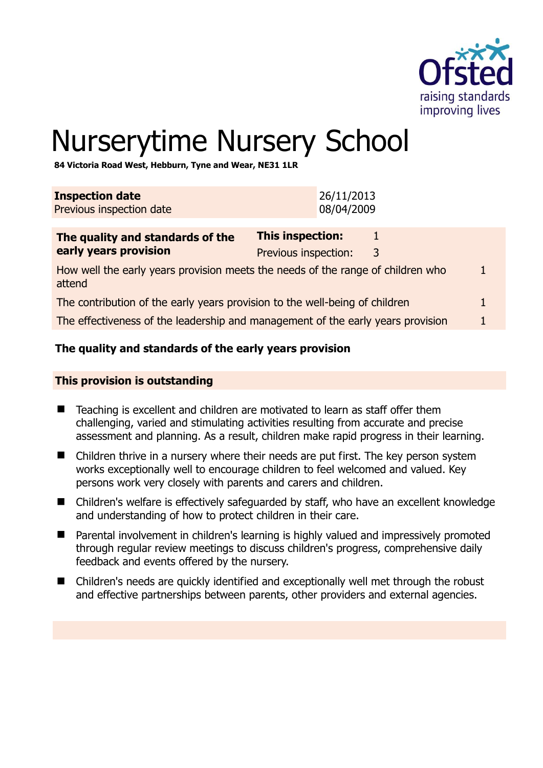# Nurserytime Nursery School

**84 Victoria Road West, Hebburn, Tyne and Wear, NE31 1LR**

| **Inspection date** | 26/11/2013 |
|---|---|
| Previous inspection date | 08/04/2009 |

| **The quality and standards of the early years provision** | **This inspection:** 1 | |
|---|---|---|
| | Previous inspection: 3 | |
| How well the early years provision meets the needs of the range of children who attend | | 1 |
| The contribution of the early years provision to the well-being of children | | 1 |
| The effectiveness of the leadership and management of the early years provision | | 1 |

### The quality and standards of the early years provision

**This provision is outstanding**

- Teaching is excellent and children are motivated to learn as staff offer them challenging, varied and stimulating activities resulting from accurate and precise assessment and planning. As a result, children make rapid progress in their learning.
- Children thrive in a nursery where their needs are put first. The key person system works exceptionally well to encourage children to feel welcomed and valued. Key persons work very closely with parents and carers and children.
- Children's welfare is effectively safeguarded by staff, who have an excellent knowledge and understanding of how to protect children in their care.
- Parental involvement in children's learning is highly valued and impressively promoted through regular review meetings to discuss children's progress, comprehensive daily feedback and events offered by the nursery.
- Children's needs are quickly identified and exceptionally well met through the robust and effective partnerships between parents, other providers and external agencies.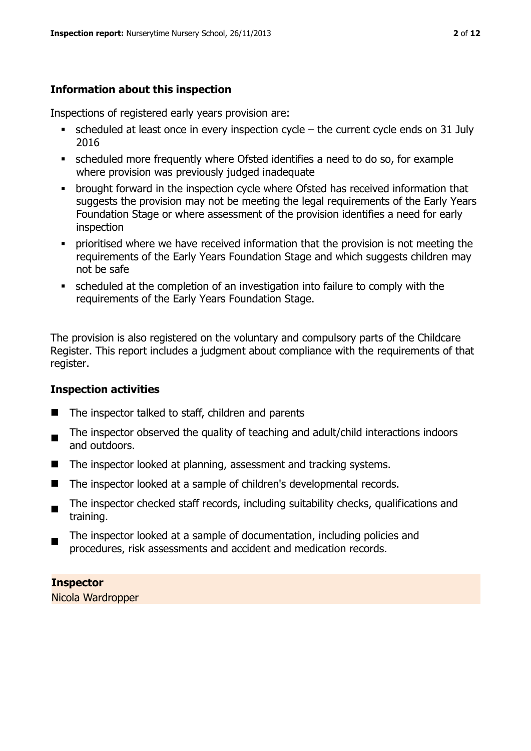## Information about this inspection

Inspections of registered early years provision are:

- scheduled at least once in every inspection cycle – the current cycle ends on 31 July 2016
- scheduled more frequently where Ofsted identifies a need to do so, for example where provision was previously judged inadequate
- brought forward in the inspection cycle where Ofsted has received information that suggests the provision may not be meeting the legal requirements of the Early Years Foundation Stage or where assessment of the provision identifies a need for early inspection
- prioritised where we have received information that the provision is not meeting the requirements of the Early Years Foundation Stage and which suggests children may not be safe
- scheduled at the completion of an investigation into failure to comply with the requirements of the Early Years Foundation Stage.

The provision is also registered on the voluntary and compulsory parts of the Childcare Register. This report includes a judgment about compliance with the requirements of that register.

## Inspection activities

- The inspector talked to staff, children and parents
- The inspector observed the quality of teaching and adult/child interactions indoors and outdoors.
- The inspector looked at planning, assessment and tracking systems.
- The inspector looked at a sample of children's developmental records.
- The inspector checked staff records, including suitability checks, qualifications and training.
- The inspector looked at a sample of documentation, including policies and procedures, risk assessments and accident and medication records.

**Inspector**

Nicola Wardropper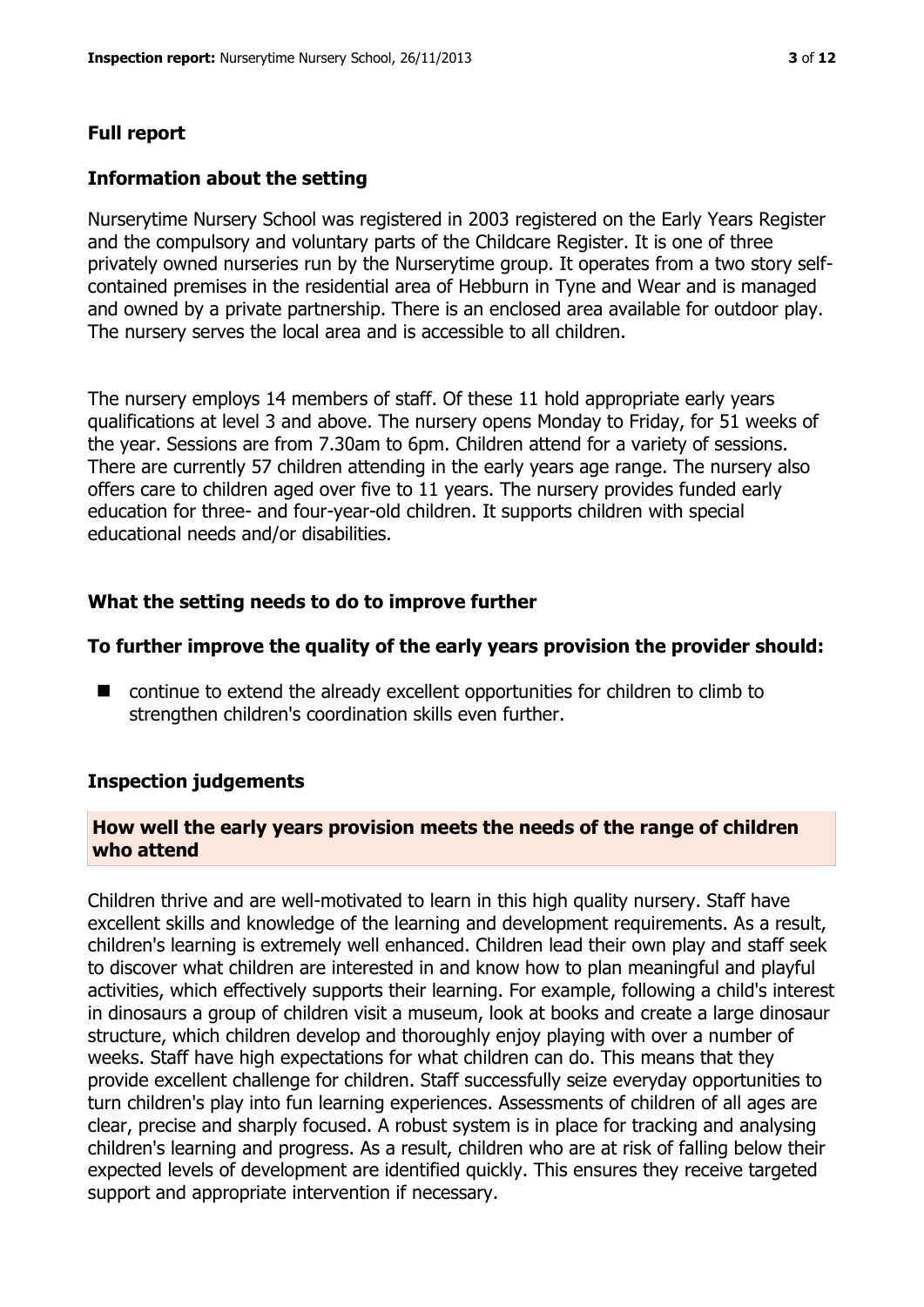## Full report

### Information about the setting

Nurserytime Nursery School was registered in 2003 registered on the Early Years Register and the compulsory and voluntary parts of the Childcare Register. It is one of three privately owned nurseries run by the Nurserytime group. It operates from a two story self-contained premises in the residential area of Hebburn in Tyne and Wear and is managed and owned by a private partnership. There is an enclosed area available for outdoor play. The nursery serves the local area and is accessible to all children.

The nursery employs 14 members of staff. Of these 11 hold appropriate early years qualifications at level 3 and above. The nursery opens Monday to Friday, for 51 weeks of the year. Sessions are from 7.30am to 6pm. Children attend for a variety of sessions. There are currently 57 children attending in the early years age range. The nursery also offers care to children aged over five to 11 years. The nursery provides funded early education for three- and four-year-old children. It supports children with special educational needs and/or disabilities.

### What the setting needs to do to improve further

### To further improve the quality of the early years provision the provider should:

- continue to extend the already excellent opportunities for children to climb to strengthen children's coordination skills even further.

### Inspection judgements

#### How well the early years provision meets the needs of the range of children who attend

Children thrive and are well-motivated to learn in this high quality nursery. Staff have excellent skills and knowledge of the learning and development requirements. As a result, children's learning is extremely well enhanced. Children lead their own play and staff seek to discover what children are interested in and know how to plan meaningful and playful activities, which effectively supports their learning. For example, following a child's interest in dinosaurs a group of children visit a museum, look at books and create a large dinosaur structure, which children develop and thoroughly enjoy playing with over a number of weeks. Staff have high expectations for what children can do. This means that they provide excellent challenge for children. Staff successfully seize everyday opportunities to turn children's play into fun learning experiences. Assessments of children of all ages are clear, precise and sharply focused. A robust system is in place for tracking and analysing children's learning and progress. As a result, children who are at risk of falling below their expected levels of development are identified quickly. This ensures they receive targeted support and appropriate intervention if necessary.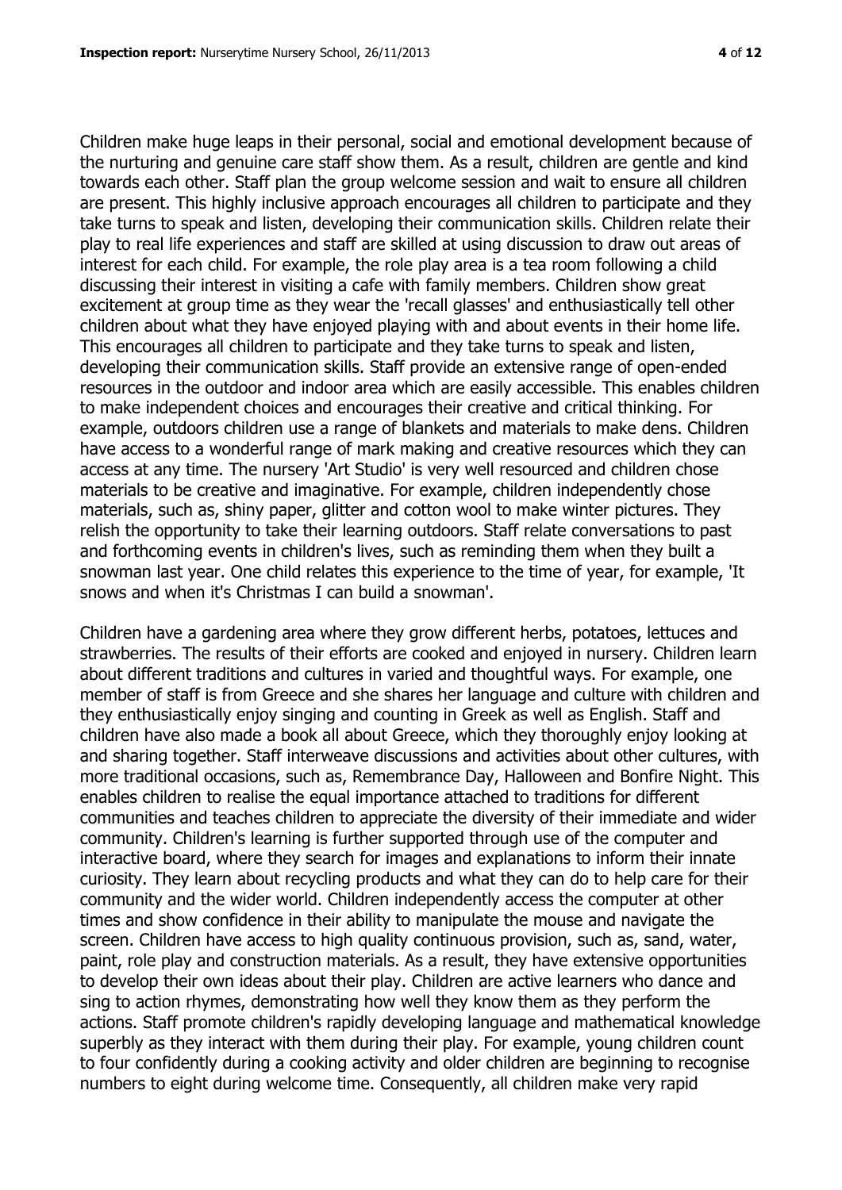Children make huge leaps in their personal, social and emotional development because of the nurturing and genuine care staff show them. As a result, children are gentle and kind towards each other. Staff plan the group welcome session and wait to ensure all children are present. This highly inclusive approach encourages all children to participate and they take turns to speak and listen, developing their communication skills. Children relate their play to real life experiences and staff are skilled at using discussion to draw out areas of interest for each child. For example, the role play area is a tea room following a child discussing their interest in visiting a cafe with family members. Children show great excitement at group time as they wear the 'recall glasses' and enthusiastically tell other children about what they have enjoyed playing with and about events in their home life. This encourages all children to participate and they take turns to speak and listen, developing their communication skills. Staff provide an extensive range of open-ended resources in the outdoor and indoor area which are easily accessible. This enables children to make independent choices and encourages their creative and critical thinking. For example, outdoors children use a range of blankets and materials to make dens. Children have access to a wonderful range of mark making and creative resources which they can access at any time. The nursery 'Art Studio' is very well resourced and children chose materials to be creative and imaginative. For example, children independently chose materials, such as, shiny paper, glitter and cotton wool to make winter pictures. They relish the opportunity to take their learning outdoors. Staff relate conversations to past and forthcoming events in children's lives, such as reminding them when they built a snowman last year. One child relates this experience to the time of year, for example, 'It snows and when it's Christmas I can build a snowman'.

Children have a gardening area where they grow different herbs, potatoes, lettuces and strawberries. The results of their efforts are cooked and enjoyed in nursery. Children learn about different traditions and cultures in varied and thoughtful ways. For example, one member of staff is from Greece and she shares her language and culture with children and they enthusiastically enjoy singing and counting in Greek as well as English. Staff and children have also made a book all about Greece, which they thoroughly enjoy looking at and sharing together. Staff interweave discussions and activities about other cultures, with more traditional occasions, such as, Remembrance Day, Halloween and Bonfire Night. This enables children to realise the equal importance attached to traditions for different communities and teaches children to appreciate the diversity of their immediate and wider community. Children's learning is further supported through use of the computer and interactive board, where they search for images and explanations to inform their innate curiosity. They learn about recycling products and what they can do to help care for their community and the wider world. Children independently access the computer at other times and show confidence in their ability to manipulate the mouse and navigate the screen. Children have access to high quality continuous provision, such as, sand, water, paint, role play and construction materials. As a result, they have extensive opportunities to develop their own ideas about their play. Children are active learners who dance and sing to action rhymes, demonstrating how well they know them as they perform the actions. Staff promote children's rapidly developing language and mathematical knowledge superbly as they interact with them during their play. For example, young children count to four confidently during a cooking activity and older children are beginning to recognise numbers to eight during welcome time. Consequently, all children make very rapid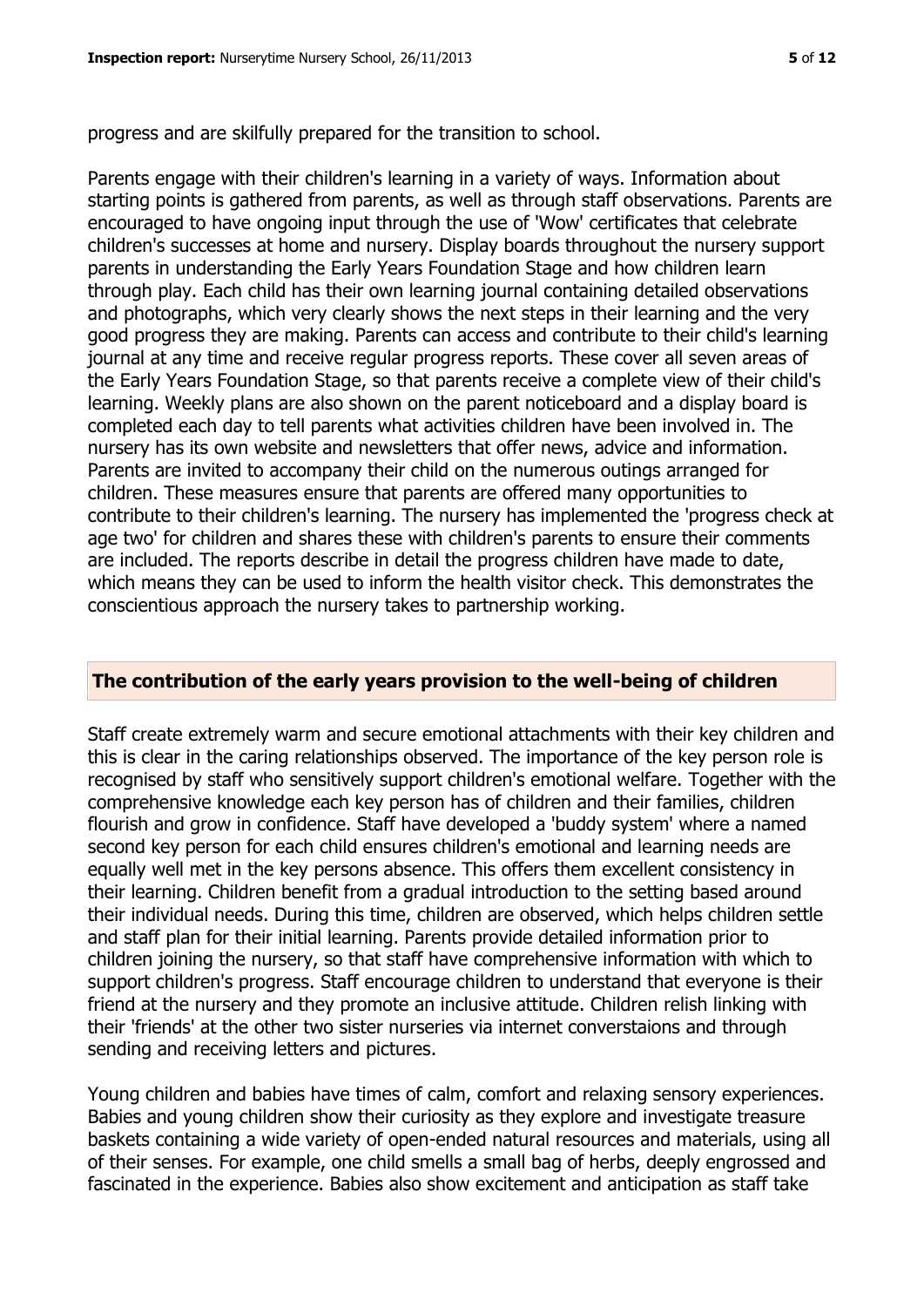progress and are skilfully prepared for the transition to school.

Parents engage with their children's learning in a variety of ways. Information about starting points is gathered from parents, as well as through staff observations. Parents are encouraged to have ongoing input through the use of 'Wow' certificates that celebrate children's successes at home and nursery. Display boards throughout the nursery support parents in understanding the Early Years Foundation Stage and how children learn through play. Each child has their own learning journal containing detailed observations and photographs, which very clearly shows the next steps in their learning and the very good progress they are making. Parents can access and contribute to their child's learning journal at any time and receive regular progress reports. These cover all seven areas of the Early Years Foundation Stage, so that parents receive a complete view of their child's learning. Weekly plans are also shown on the parent noticeboard and a display board is completed each day to tell parents what activities children have been involved in. The nursery has its own website and newsletters that offer news, advice and information. Parents are invited to accompany their child on the numerous outings arranged for children. These measures ensure that parents are offered many opportunities to contribute to their children's learning. The nursery has implemented the 'progress check at age two' for children and shares these with children's parents to ensure their comments are included. The reports describe in detail the progress children have made to date, which means they can be used to inform the health visitor check. This demonstrates the conscientious approach the nursery takes to partnership working.

## The contribution of the early years provision to the well-being of children

Staff create extremely warm and secure emotional attachments with their key children and this is clear in the caring relationships observed. The importance of the key person role is recognised by staff who sensitively support children's emotional welfare. Together with the comprehensive knowledge each key person has of children and their families, children flourish and grow in confidence. Staff have developed a 'buddy system' where a named second key person for each child ensures children's emotional and learning needs are equally well met in the key persons absence. This offers them excellent consistency in their learning. Children benefit from a gradual introduction to the setting based around their individual needs. During this time, children are observed, which helps children settle and staff plan for their initial learning. Parents provide detailed information prior to children joining the nursery, so that staff have comprehensive information with which to support children's progress. Staff encourage children to understand that everyone is their friend at the nursery and they promote an inclusive attitude. Children relish linking with their 'friends' at the other two sister nurseries via internet converstaions and through sending and receiving letters and pictures.

Young children and babies have times of calm, comfort and relaxing sensory experiences. Babies and young children show their curiosity as they explore and investigate treasure baskets containing a wide variety of open-ended natural resources and materials, using all of their senses. For example, one child smells a small bag of herbs, deeply engrossed and fascinated in the experience. Babies also show excitement and anticipation as staff take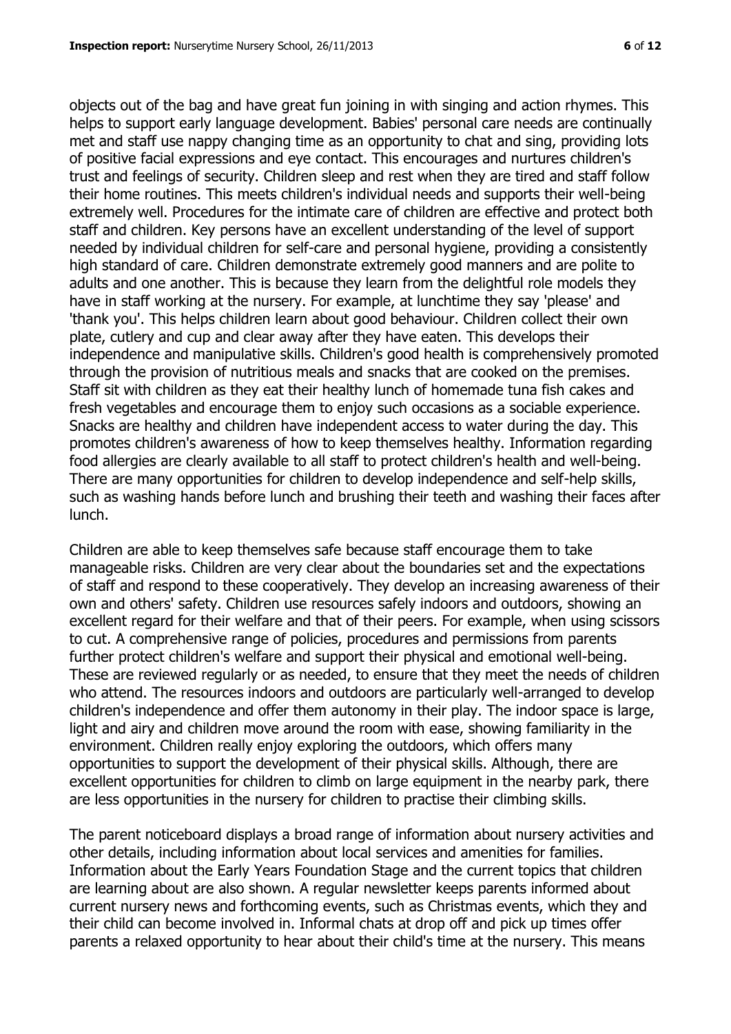objects out of the bag and have great fun joining in with singing and action rhymes. This helps to support early language development. Babies' personal care needs are continually met and staff use nappy changing time as an opportunity to chat and sing, providing lots of positive facial expressions and eye contact. This encourages and nurtures children's trust and feelings of security. Children sleep and rest when they are tired and staff follow their home routines. This meets children's individual needs and supports their well-being extremely well. Procedures for the intimate care of children are effective and protect both staff and children. Key persons have an excellent understanding of the level of support needed by individual children for self-care and personal hygiene, providing a consistently high standard of care. Children demonstrate extremely good manners and are polite to adults and one another. This is because they learn from the delightful role models they have in staff working at the nursery. For example, at lunchtime they say 'please' and 'thank you'. This helps children learn about good behaviour. Children collect their own plate, cutlery and cup and clear away after they have eaten. This develops their independence and manipulative skills. Children's good health is comprehensively promoted through the provision of nutritious meals and snacks that are cooked on the premises. Staff sit with children as they eat their healthy lunch of homemade tuna fish cakes and fresh vegetables and encourage them to enjoy such occasions as a sociable experience. Snacks are healthy and children have independent access to water during the day. This promotes children's awareness of how to keep themselves healthy. Information regarding food allergies are clearly available to all staff to protect children's health and well-being. There are many opportunities for children to develop independence and self-help skills, such as washing hands before lunch and brushing their teeth and washing their faces after lunch.

Children are able to keep themselves safe because staff encourage them to take manageable risks. Children are very clear about the boundaries set and the expectations of staff and respond to these cooperatively. They develop an increasing awareness of their own and others' safety. Children use resources safely indoors and outdoors, showing an excellent regard for their welfare and that of their peers. For example, when using scissors to cut. A comprehensive range of policies, procedures and permissions from parents further protect children's welfare and support their physical and emotional well-being. These are reviewed regularly or as needed, to ensure that they meet the needs of children who attend. The resources indoors and outdoors are particularly well-arranged to develop children's independence and offer them autonomy in their play. The indoor space is large, light and airy and children move around the room with ease, showing familiarity in the environment. Children really enjoy exploring the outdoors, which offers many opportunities to support the development of their physical skills. Although, there are excellent opportunities for children to climb on large equipment in the nearby park, there are less opportunities in the nursery for children to practise their climbing skills.

The parent noticeboard displays a broad range of information about nursery activities and other details, including information about local services and amenities for families. Information about the Early Years Foundation Stage and the current topics that children are learning about are also shown. A regular newsletter keeps parents informed about current nursery news and forthcoming events, such as Christmas events, which they and their child can become involved in. Informal chats at drop off and pick up times offer parents a relaxed opportunity to hear about their child's time at the nursery. This means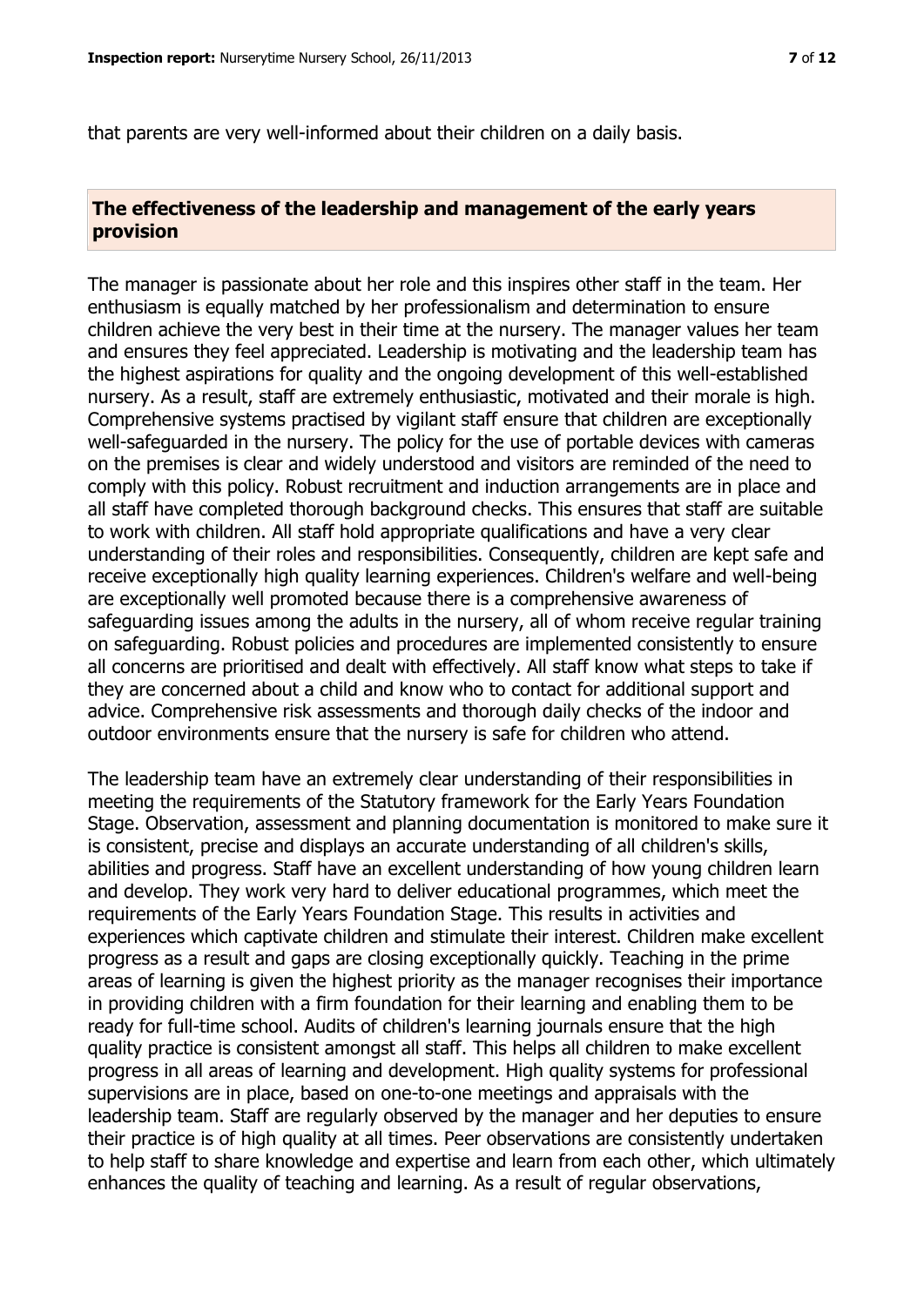that parents are very well-informed about their children on a daily basis.

## The effectiveness of the leadership and management of the early years provision

The manager is passionate about her role and this inspires other staff in the team. Her enthusiasm is equally matched by her professionalism and determination to ensure children achieve the very best in their time at the nursery. The manager values her team and ensures they feel appreciated. Leadership is motivating and the leadership team has the highest aspirations for quality and the ongoing development of this well-established nursery. As a result, staff are extremely enthusiastic, motivated and their morale is high. Comprehensive systems practised by vigilant staff ensure that children are exceptionally well-safeguarded in the nursery. The policy for the use of portable devices with cameras on the premises is clear and widely understood and visitors are reminded of the need to comply with this policy. Robust recruitment and induction arrangements are in place and all staff have completed thorough background checks. This ensures that staff are suitable to work with children. All staff hold appropriate qualifications and have a very clear understanding of their roles and responsibilities. Consequently, children are kept safe and receive exceptionally high quality learning experiences. Children's welfare and well-being are exceptionally well promoted because there is a comprehensive awareness of safeguarding issues among the adults in the nursery, all of whom receive regular training on safeguarding. Robust policies and procedures are implemented consistently to ensure all concerns are prioritised and dealt with effectively. All staff know what steps to take if they are concerned about a child and know who to contact for additional support and advice. Comprehensive risk assessments and thorough daily checks of the indoor and outdoor environments ensure that the nursery is safe for children who attend.

The leadership team have an extremely clear understanding of their responsibilities in meeting the requirements of the Statutory framework for the Early Years Foundation Stage. Observation, assessment and planning documentation is monitored to make sure it is consistent, precise and displays an accurate understanding of all children's skills, abilities and progress. Staff have an excellent understanding of how young children learn and develop. They work very hard to deliver educational programmes, which meet the requirements of the Early Years Foundation Stage. This results in activities and experiences which captivate children and stimulate their interest. Children make excellent progress as a result and gaps are closing exceptionally quickly. Teaching in the prime areas of learning is given the highest priority as the manager recognises their importance in providing children with a firm foundation for their learning and enabling them to be ready for full-time school. Audits of children's learning journals ensure that the high quality practice is consistent amongst all staff. This helps all children to make excellent progress in all areas of learning and development. High quality systems for professional supervisions are in place, based on one-to-one meetings and appraisals with the leadership team. Staff are regularly observed by the manager and her deputies to ensure their practice is of high quality at all times. Peer observations are consistently undertaken to help staff to share knowledge and expertise and learn from each other, which ultimately enhances the quality of teaching and learning. As a result of regular observations,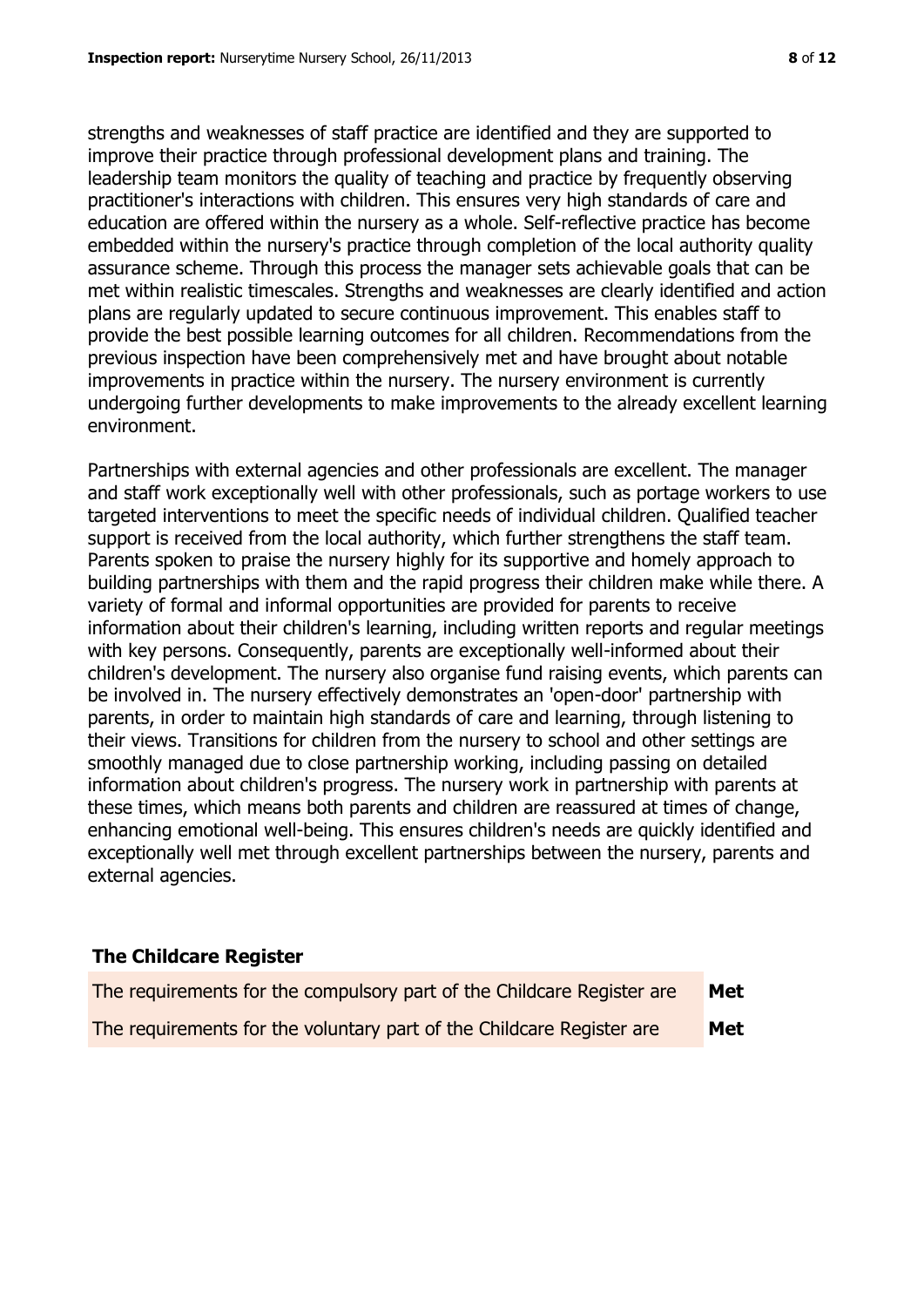strengths and weaknesses of staff practice are identified and they are supported to improve their practice through professional development plans and training. The leadership team monitors the quality of teaching and practice by frequently observing practitioner's interactions with children. This ensures very high standards of care and education are offered within the nursery as a whole. Self-reflective practice has become embedded within the nursery's practice through completion of the local authority quality assurance scheme. Through this process the manager sets achievable goals that can be met within realistic timescales. Strengths and weaknesses are clearly identified and action plans are regularly updated to secure continuous improvement. This enables staff to provide the best possible learning outcomes for all children. Recommendations from the previous inspection have been comprehensively met and have brought about notable improvements in practice within the nursery. The nursery environment is currently undergoing further developments to make improvements to the already excellent learning environment.

Partnerships with external agencies and other professionals are excellent. The manager and staff work exceptionally well with other professionals, such as portage workers to use targeted interventions to meet the specific needs of individual children. Qualified teacher support is received from the local authority, which further strengthens the staff team. Parents spoken to praise the nursery highly for its supportive and homely approach to building partnerships with them and the rapid progress their children make while there. A variety of formal and informal opportunities are provided for parents to receive information about their children's learning, including written reports and regular meetings with key persons. Consequently, parents are exceptionally well-informed about their children's development. The nursery also organise fund raising events, which parents can be involved in. The nursery effectively demonstrates an 'open-door' partnership with parents, in order to maintain high standards of care and learning, through listening to their views. Transitions for children from the nursery to school and other settings are smoothly managed due to close partnership working, including passing on detailed information about children's progress. The nursery work in partnership with parents at these times, which means both parents and children are reassured at times of change, enhancing emotional well-being. This ensures children's needs are quickly identified and exceptionally well met through excellent partnerships between the nursery, parents and external agencies.

## The Childcare Register

| | |
|---|---|
| The requirements for the compulsory part of the Childcare Register are | **Met** |
| The requirements for the voluntary part of the Childcare Register are | **Met** |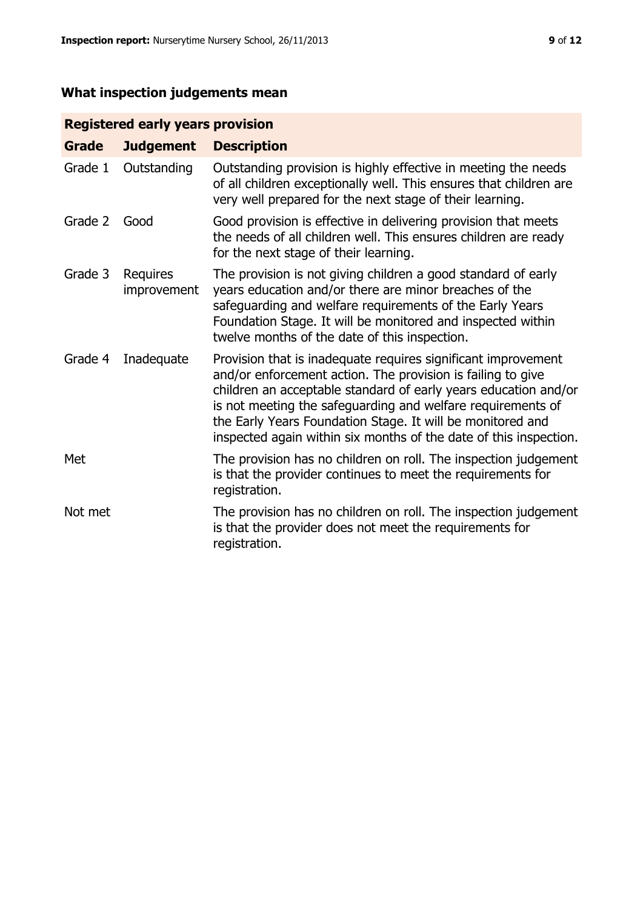## What inspection judgements mean

| Registered early years provision | | |
|---|---|---|
| **Grade** | **Judgement** | **Description** |
| Grade 1 | Outstanding | Outstanding provision is highly effective in meeting the needs of all children exceptionally well. This ensures that children are very well prepared for the next stage of their learning. |
| Grade 2 | Good | Good provision is effective in delivering provision that meets the needs of all children well. This ensures children are ready for the next stage of their learning. |
| Grade 3 | Requires improvement | The provision is not giving children a good standard of early years education and/or there are minor breaches of the safeguarding and welfare requirements of the Early Years Foundation Stage. It will be monitored and inspected within twelve months of the date of this inspection. |
| Grade 4 | Inadequate | Provision that is inadequate requires significant improvement and/or enforcement action. The provision is failing to give children an acceptable standard of early years education and/or is not meeting the safeguarding and welfare requirements of the Early Years Foundation Stage. It will be monitored and inspected again within six months of the date of this inspection. |
| Met | | The provision has no children on roll. The inspection judgement is that the provider continues to meet the requirements for registration. |
| Not met | | The provision has no children on roll. The inspection judgement is that the provider does not meet the requirements for registration. |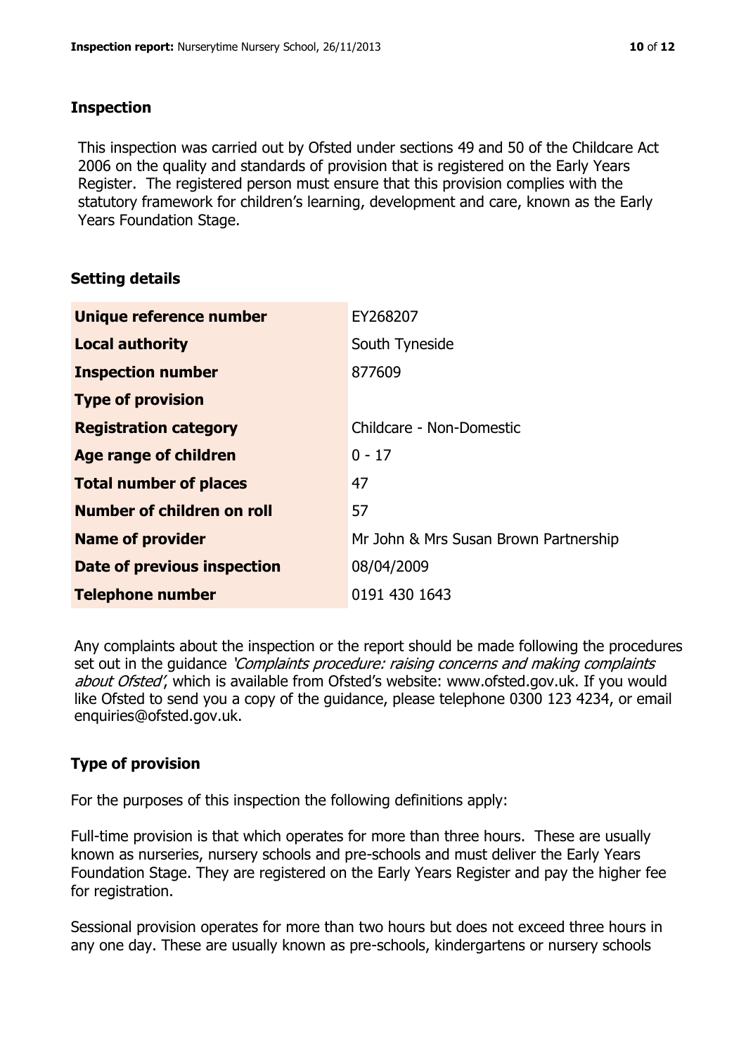## Inspection

This inspection was carried out by Ofsted under sections 49 and 50 of the Childcare Act 2006 on the quality and standards of provision that is registered on the Early Years Register. The registered person must ensure that this provision complies with the statutory framework for children's learning, development and care, known as the Early Years Foundation Stage.

## Setting details

| | |
|---|---|
| **Unique reference number** | EY268207 |
| **Local authority** | South Tyneside |
| **Inspection number** | 877609 |
| **Type of provision** | |
| **Registration category** | Childcare - Non-Domestic |
| **Age range of children** | 0 - 17 |
| **Total number of places** | 47 |
| **Number of children on roll** | 57 |
| **Name of provider** | Mr John & Mrs Susan Brown Partnership |
| **Date of previous inspection** | 08/04/2009 |
| **Telephone number** | 0191 430 1643 |

Any complaints about the inspection or the report should be made following the procedures set out in the guidance *'Complaints procedure: raising concerns and making complaints about Ofsted'*, which is available from Ofsted's website: www.ofsted.gov.uk. If you would like Ofsted to send you a copy of the guidance, please telephone 0300 123 4234, or email enquiries@ofsted.gov.uk.

## Type of provision

For the purposes of this inspection the following definitions apply:

Full-time provision is that which operates for more than three hours. These are usually known as nurseries, nursery schools and pre-schools and must deliver the Early Years Foundation Stage. They are registered on the Early Years Register and pay the higher fee for registration.

Sessional provision operates for more than two hours but does not exceed three hours in any one day. These are usually known as pre-schools, kindergartens or nursery schools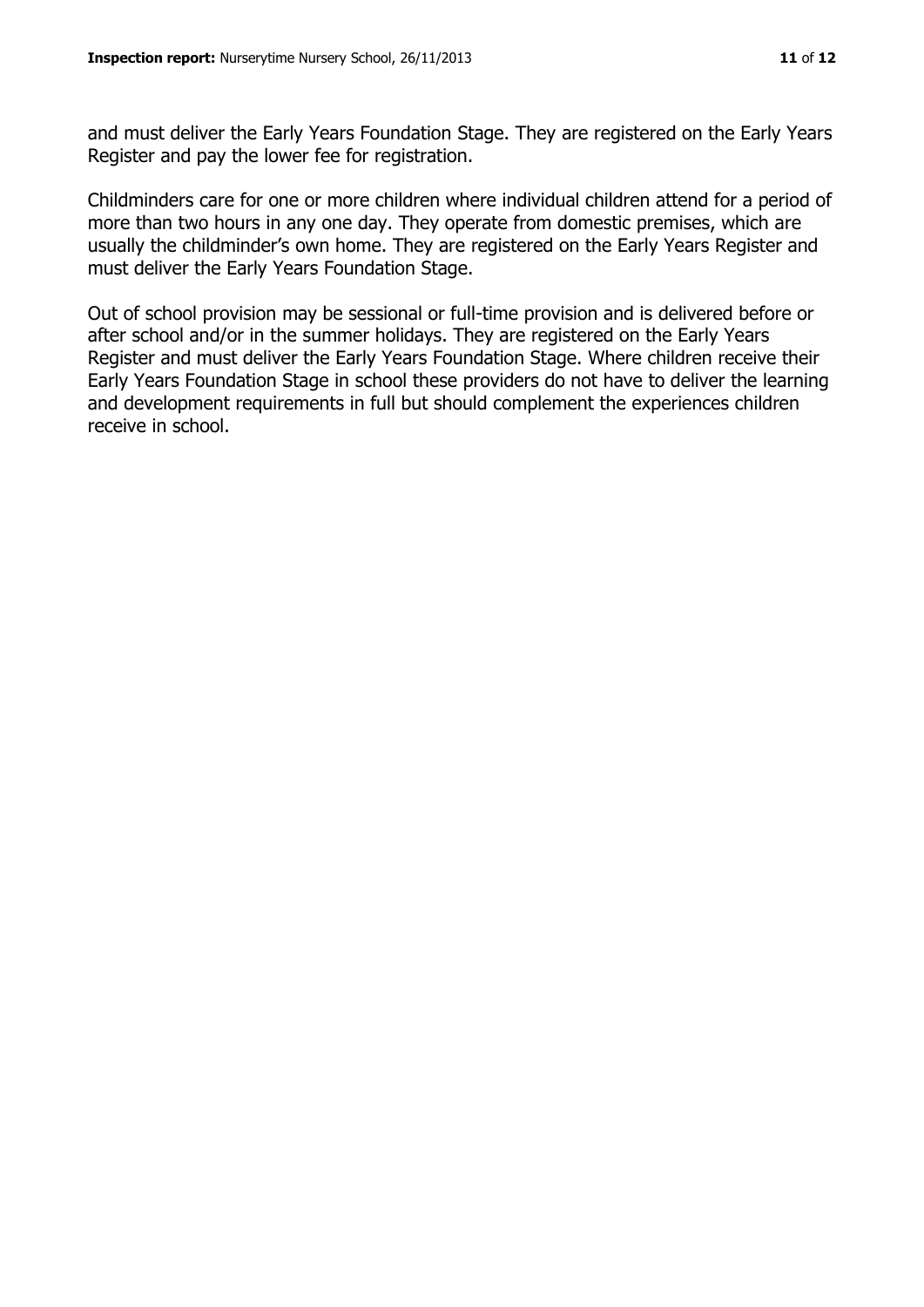and must deliver the Early Years Foundation Stage. They are registered on the Early Years Register and pay the lower fee for registration.

Childminders care for one or more children where individual children attend for a period of more than two hours in any one day. They operate from domestic premises, which are usually the childminder's own home. They are registered on the Early Years Register and must deliver the Early Years Foundation Stage.

Out of school provision may be sessional or full-time provision and is delivered before or after school and/or in the summer holidays. They are registered on the Early Years Register and must deliver the Early Years Foundation Stage. Where children receive their Early Years Foundation Stage in school these providers do not have to deliver the learning and development requirements in full but should complement the experiences children receive in school.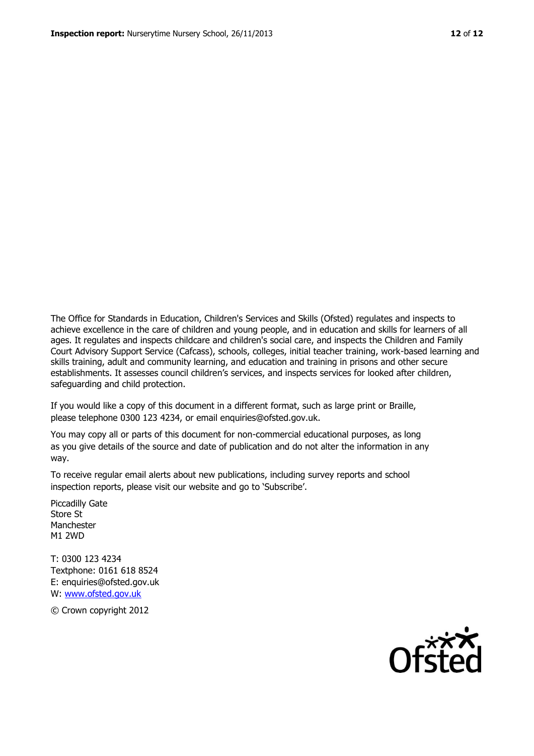The Office for Standards in Education, Children's Services and Skills (Ofsted) regulates and inspects to achieve excellence in the care of children and young people, and in education and skills for learners of all ages. It regulates and inspects childcare and children's social care, and inspects the Children and Family Court Advisory Support Service (Cafcass), schools, colleges, initial teacher training, work-based learning and skills training, adult and community learning, and education and training in prisons and other secure establishments. It assesses council children's services, and inspects services for looked after children, safeguarding and child protection.

If you would like a copy of this document in a different format, such as large print or Braille, please telephone 0300 123 4234, or email enquiries@ofsted.gov.uk.

You may copy all or parts of this document for non-commercial educational purposes, as long as you give details of the source and date of publication and do not alter the information in any way.

To receive regular email alerts about new publications, including survey reports and school inspection reports, please visit our website and go to 'Subscribe'.

Piccadilly Gate
Store St
Manchester
M1 2WD

T: 0300 123 4234
Textphone: 0161 618 8524
E: enquiries@ofsted.gov.uk
W: www.ofsted.gov.uk

© Crown copyright 2012

Ofsted